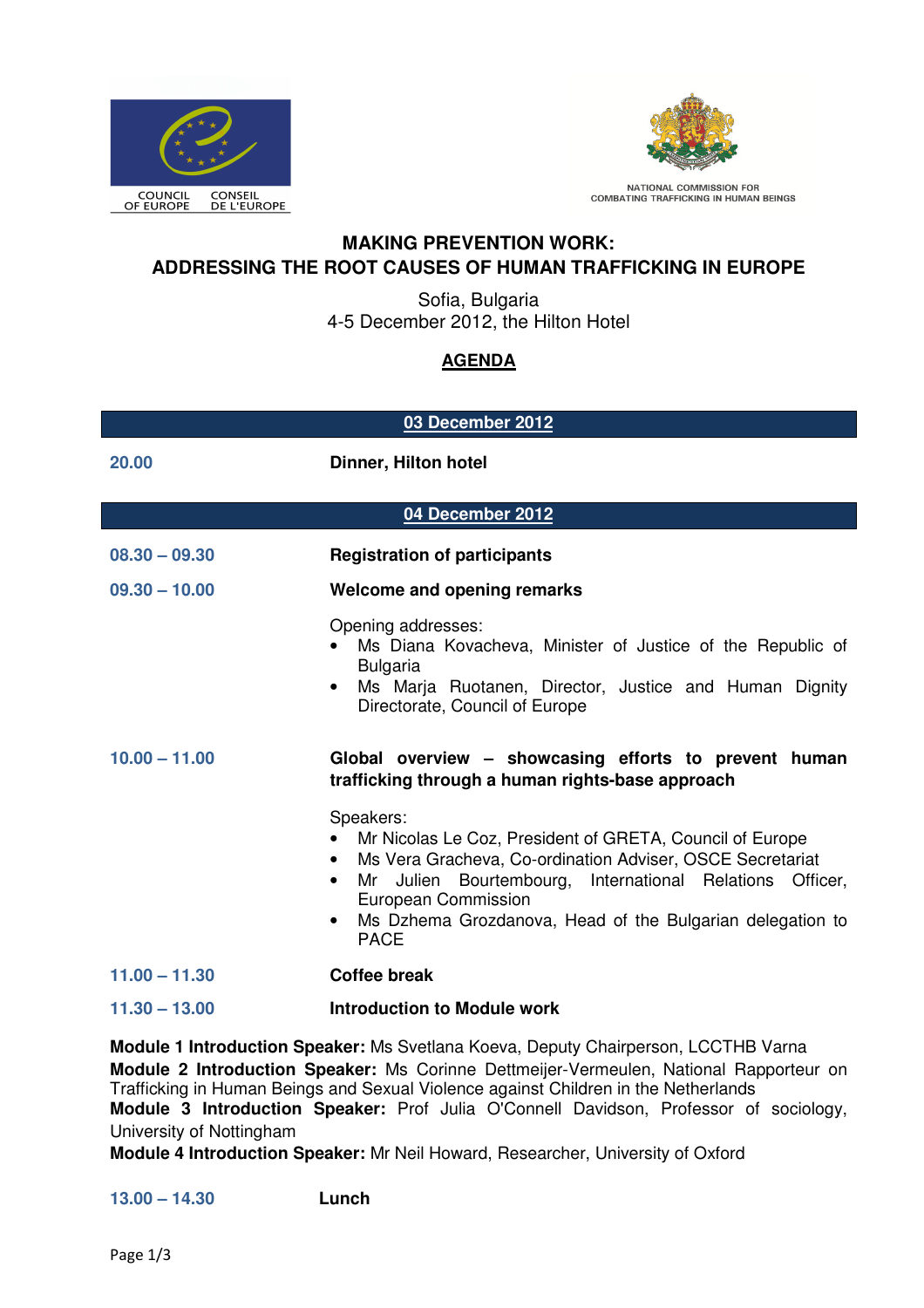COUNCIL OF EUROPE CONSEIL DE L'EUROPE

NATIONAL COMMISSION FOR COMBATING TRAFFICKING IN HUMAN BEINGS

# MAKING PREVENTION WORK: ADDRESSING THE ROOT CAUSES OF HUMAN TRAFFICKING IN EUROPE

Sofia, Bulgaria
4-5 December 2012, the Hilton Hotel

## AGENDA

### 03 December 2012

**20.00** **Dinner, Hilton hotel**

### 04 December 2012

**08.30 – 09.30** **Registration of participants**

**09.30 – 10.00** **Welcome and opening remarks**

Opening addresses:
- Ms Diana Kovacheva, Minister of Justice of the Republic of Bulgaria
- Ms Marja Ruotanen, Director, Justice and Human Dignity Directorate, Council of Europe

**10.00 – 11.00** **Global overview – showcasing efforts to prevent human trafficking through a human rights-base approach**

Speakers:
- Mr Nicolas Le Coz, President of GRETA, Council of Europe
- Ms Vera Gracheva, Co-ordination Adviser, OSCE Secretariat
- Mr Julien Bourtembourg, International Relations Officer, European Commission
- Ms Dzhema Grozdanova, Head of the Bulgarian delegation to PACE

**11.00 – 11.30** **Coffee break**

**11.30 – 13.00** **Introduction to Module work**

**Module 1 Introduction Speaker:** Ms Svetlana Koeva, Deputy Chairperson, LCCTHB Varna
**Module 2 Introduction Speaker:** Ms Corinne Dettmeijer-Vermeulen, National Rapporteur on Trafficking in Human Beings and Sexual Violence against Children in the Netherlands
**Module 3 Introduction Speaker:** Prof Julia O'Connell Davidson, Professor of sociology, University of Nottingham
**Module 4 Introduction Speaker:** Mr Neil Howard, Researcher, University of Oxford

**13.00 – 14.30** **Lunch**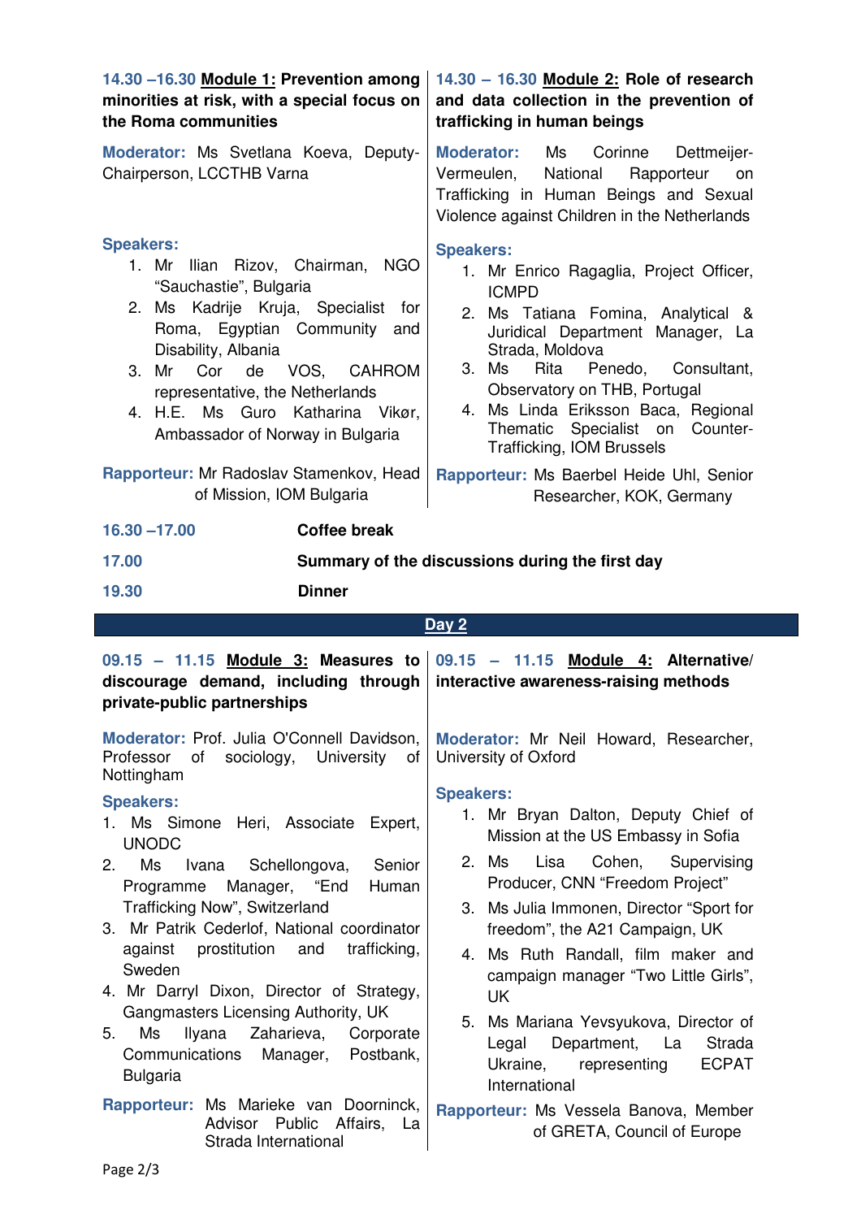**14.30 –16.30 Module 1: Prevention among minorities at risk, with a special focus on the Roma communities**

**Moderator:** Ms Svetlana Koeva, Deputy-Chairperson, LCCTHB Varna

**Speakers:**

1. Mr Ilian Rizov, Chairman, NGO "Sauchastie", Bulgaria
2. Ms Kadrije Kruja, Specialist for Roma, Egyptian Community and Disability, Albania
3. Mr Cor de VOS, CAHROM representative, the Netherlands
4. H.E. Ms Guro Katharina Vikør, Ambassador of Norway in Bulgaria

**Rapporteur:** Mr Radoslav Stamenkov, Head of Mission, IOM Bulgaria

**14.30 – 16.30 Module 2: Role of research and data collection in the prevention of trafficking in human beings**

**Moderator:** Ms Corinne Dettmeijer-Vermeulen, National Rapporteur on Trafficking in Human Beings and Sexual Violence against Children in the Netherlands

**Speakers:**

1. Mr Enrico Ragaglia, Project Officer, ICMPD
2. Ms Tatiana Fomina, Analytical & Juridical Department Manager, La Strada, Moldova
3. Ms Rita Penedo, Consultant, Observatory on THB, Portugal
4. Ms Linda Eriksson Baca, Regional Thematic Specialist on Counter-Trafficking, IOM Brussels

**Rapporteur:** Ms Baerbel Heide Uhl, Senior Researcher, KOK, Germany

| | |
|---|---|
| **16.30 –17.00** | **Coffee break** |
| **17.00** | **Summary of the discussions during the first day** |
| **19.30** | **Dinner** |

## Day 2

**09.15 – 11.15 Module 3: Measures to discourage demand, including through private-public partnerships**

**Moderator:** Prof. Julia O'Connell Davidson, Professor of sociology, University of Nottingham

**Speakers:**

1. Ms Simone Heri, Associate Expert, UNODC
2. Ms Ivana Schellongova, Senior Programme Manager, "End Human Trafficking Now", Switzerland
3. Mr Patrik Cederlof, National coordinator against prostitution and trafficking, Sweden
4. Mr Darryl Dixon, Director of Strategy, Gangmasters Licensing Authority, UK
5. Ms Ilyana Zaharieva, Corporate Communications Manager, Postbank, Bulgaria

**Rapporteur:** Ms Marieke van Doorninck, Advisor Public Affairs, La Strada International

**09.15 – 11.15 Module 4: Alternative/ interactive awareness-raising methods**

**Moderator:** Mr Neil Howard, Researcher, University of Oxford

**Speakers:**

1. Mr Bryan Dalton, Deputy Chief of Mission at the US Embassy in Sofia
2. Ms Lisa Cohen, Supervising Producer, CNN "Freedom Project"
3. Ms Julia Immonen, Director "Sport for freedom", the A21 Campaign, UK
4. Ms Ruth Randall, film maker and campaign manager "Two Little Girls", UK
5. Ms Mariana Yevsyukova, Director of Legal Department, La Strada Ukraine, representing ECPAT International

**Rapporteur:** Ms Vessela Banova, Member of GRETA, Council of Europe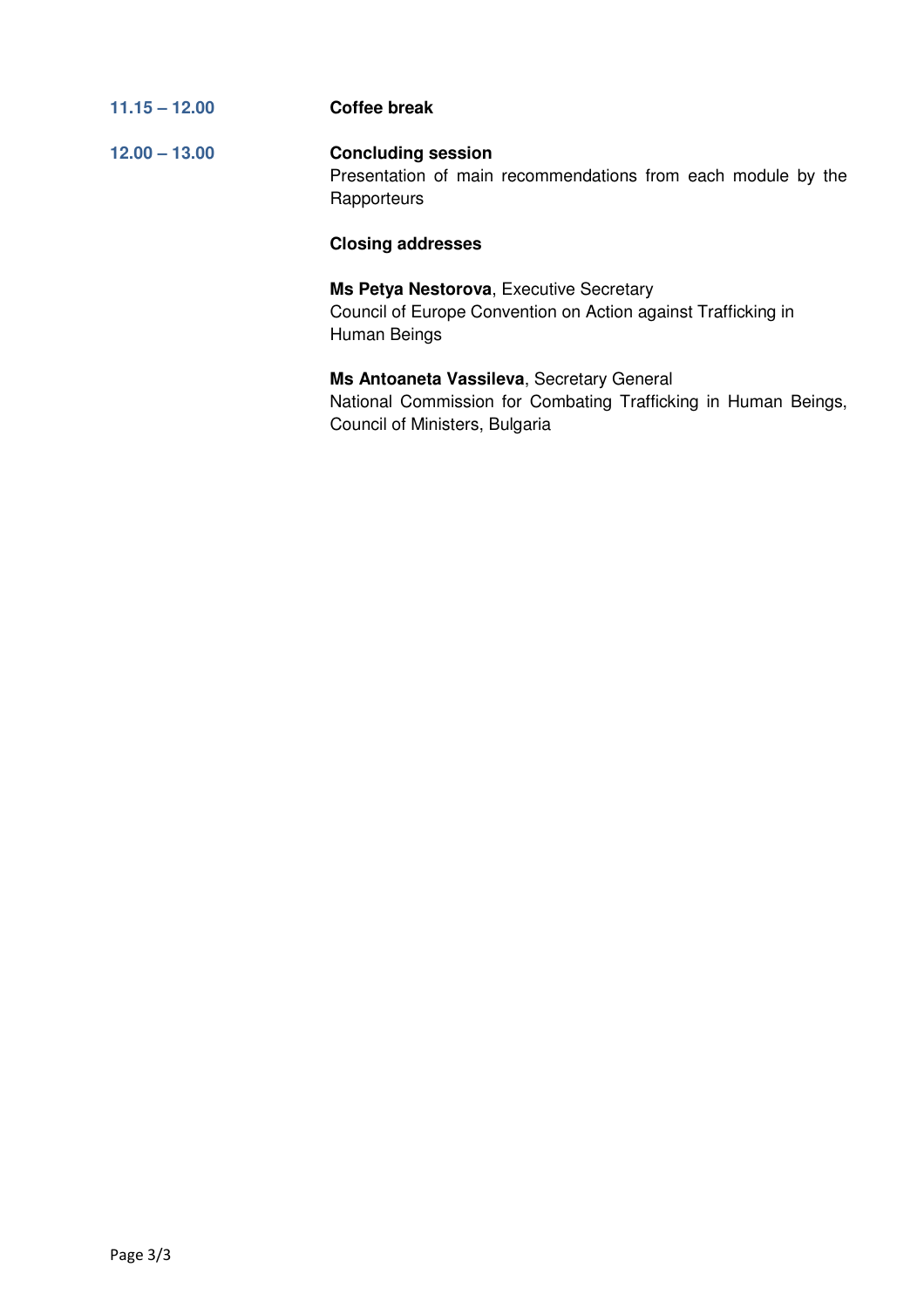**11.15 – 12.00** **Coffee break**

**12.00 – 13.00** **Concluding session**

Presentation of main recommendations from each module by the Rapporteurs

**Closing addresses**

**Ms Petya Nestorova**, Executive Secretary
Council of Europe Convention on Action against Trafficking in Human Beings

**Ms Antoaneta Vassileva**, Secretary General
National Commission for Combating Trafficking in Human Beings, Council of Ministers, Bulgaria